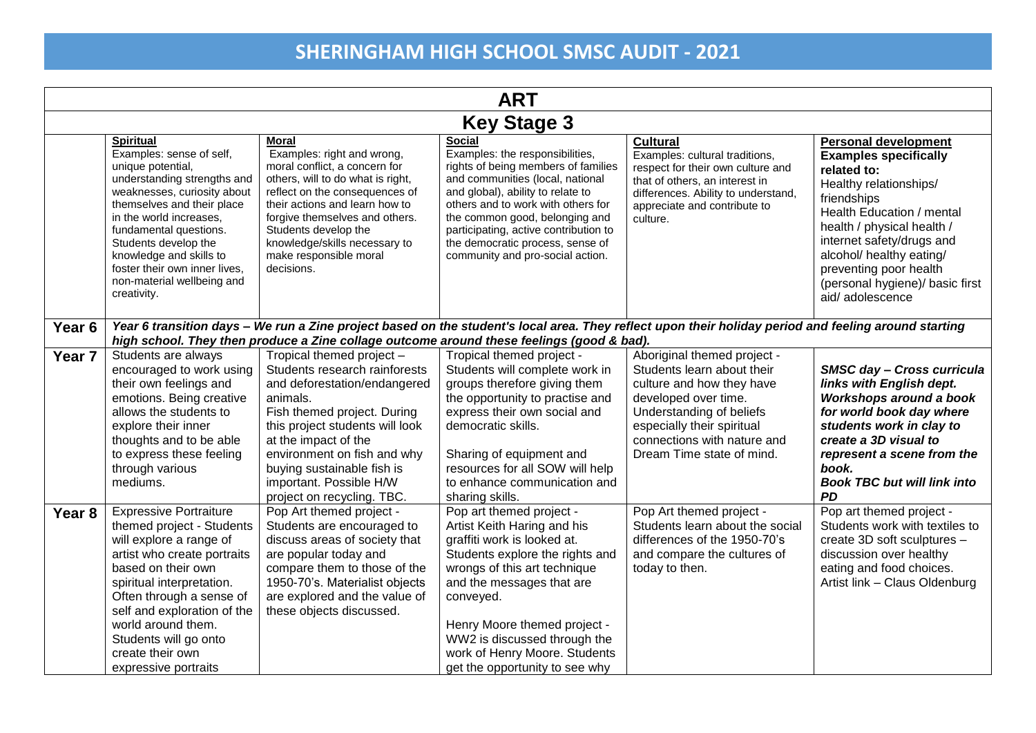# SHERINGHAM HIGH SCHOOL SMSC AUDIT - 2021

| ART | | | | | |
|---|---|---|---|---|---|
| **Key Stage 3** | | | | | |
| | **Spiritual** Examples: sense of self, unique potential, understanding strengths and weaknesses, curiosity about themselves and their place in the world increases, fundamental questions. Students develop the knowledge and skills to foster their own inner lives, non-material wellbeing and creativity. | **Moral** Examples: right and wrong, moral conflict, a concern for others, will to do what is right, reflect on the consequences of their actions and learn how to forgive themselves and others. Students develop the knowledge/skills necessary to make responsible moral decisions. | **Social** Examples: the responsibilities, rights of being members of families and communities (local, national and global), ability to relate to others and to work with others for the common good, belonging and participating, active contribution to the democratic process, sense of community and pro-social action. | **Cultural** Examples: cultural traditions, respect for their own culture and that of others, an interest in differences. Ability to understand, appreciate and contribute to culture. | **Personal development** **Examples specifically related to:** Healthy relationships/ friendships Health Education / mental health / physical health / internet safety/drugs and alcohol/ healthy eating/ preventing poor health (personal hygiene)/ basic first aid/ adolescence |
| **Year 6** | ***Year 6 transition days – We run a Zine project based on the student's local area. They reflect upon their holiday period and feeling around starting high school. They then produce a Zine collage outcome around these feelings (good & bad).*** | | | | |
| **Year 7** | Students are always encouraged to work using their own feelings and emotions. Being creative allows the students to explore their inner thoughts and to be able to express these feeling through various mediums. | Tropical themed project – Students research rainforests and deforestation/endangered animals. Fish themed project. During this project students will look at the impact of the environment on fish and why buying sustainable fish is important. Possible H/W project on recycling. TBC. | Tropical themed project - Students will complete work in groups therefore giving them the opportunity to practise and express their own social and democratic skills. Sharing of equipment and resources for all SOW will help to enhance communication and sharing skills. | Aboriginal themed project - Students learn about their culture and how they have developed over time. Understanding of beliefs especially their spiritual connections with nature and Dream Time state of mind. | ***SMSC day – Cross curricula links with English dept. Workshops around a book for world book day where students work in clay to create a 3D visual to represent a scene from the book. Book TBC but will link into PD*** |
| **Year 8** | Expressive Portraiture themed project - Students will explore a range of artist who create portraits based on their own spiritual interpretation. Often through a sense of self and exploration of the world around them. Students will go onto create their own expressive portraits | Pop Art themed project - Students are encouraged to discuss areas of society that are popular today and compare them to those of the 1950-70's. Materialist objects are explored and the value of these objects discussed. | Pop art themed project - Artist Keith Haring and his graffiti work is looked at. Students explore the rights and wrongs of this art technique and the messages that are conveyed. Henry Moore themed project - WW2 is discussed through the work of Henry Moore. Students get the opportunity to see why | Pop Art themed project - Students learn about the social differences of the 1950-70's and compare the cultures of today to then. | Pop art themed project - Students work with textiles to create 3D soft sculptures – discussion over healthy eating and food choices. Artist link – Claus Oldenburg |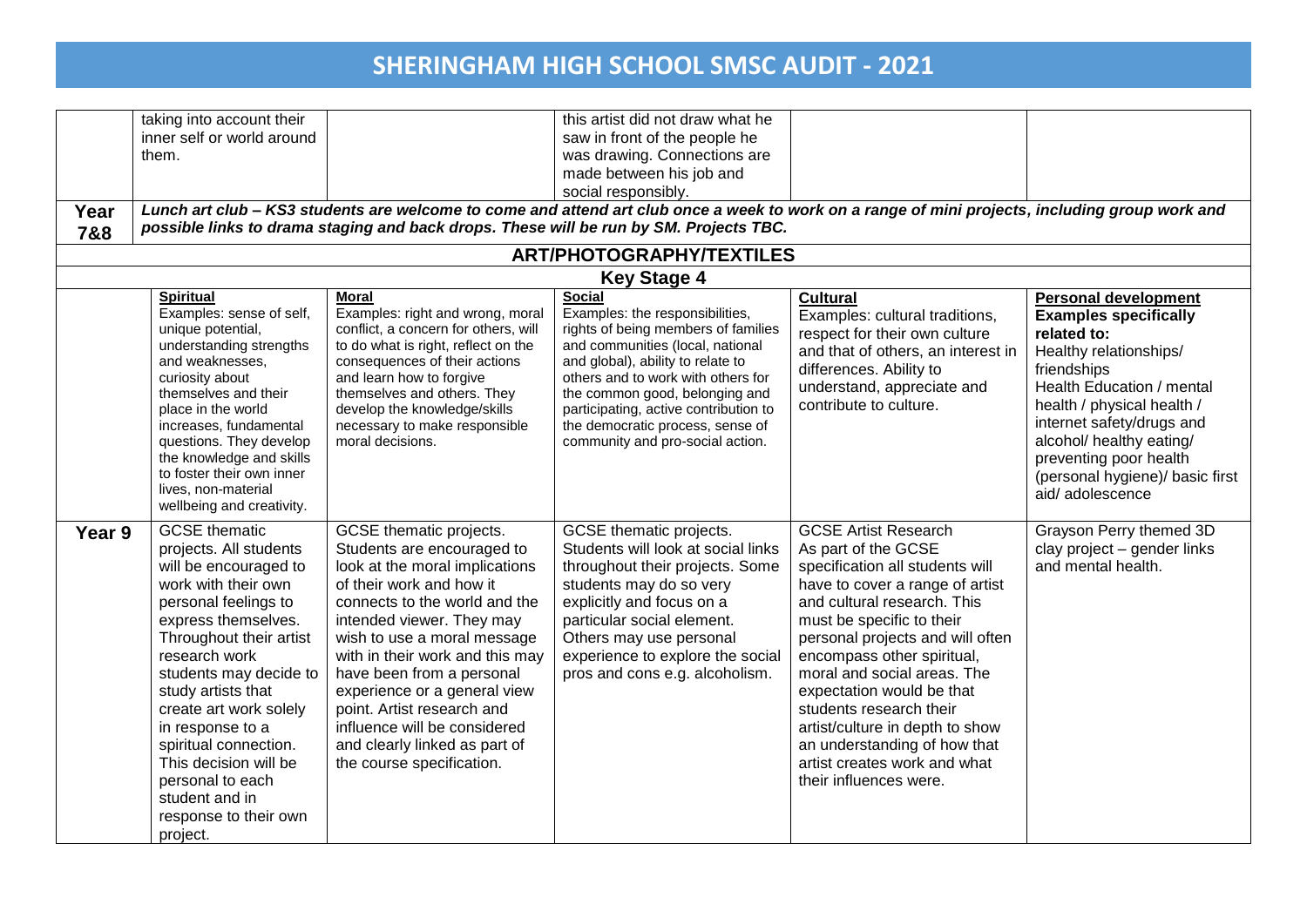| | | | | | |
|---|---|---|---|---|---|
| | taking into account their inner self or world around them. | | this artist did not draw what he saw in front of the people he was drawing. Connections are made between his job and social responsibly. | | |
| **Year 7&8** | ***Lunch art club – KS3 students are welcome to come and attend art club once a week to work on a range of mini projects, including group work and possible links to drama staging and back drops. These will be run by SM. Projects TBC.*** | | | | |

**ART/PHOTOGRAPHY/TEXTILES**

**Key Stage 4**

| | **Spiritual** | **Moral** | **Social** | **Cultural** | **Personal development** |
|---|---|---|---|---|---|
| | Examples: sense of self, unique potential, understanding strengths and weaknesses, curiosity about themselves and their place in the world increases, fundamental questions. They develop the knowledge and skills to foster their own inner lives, non-material wellbeing and creativity. | Examples: right and wrong, moral conflict, a concern for others, will to do what is right, reflect on the consequences of their actions and learn how to forgive themselves and others. They develop the knowledge/skills necessary to make responsible moral decisions. | Examples: the responsibilities, rights of being members of families and communities (local, national and global), ability to relate to others and to work with others for the common good, belonging and participating, active contribution to the democratic process, sense of community and pro-social action. | Examples: cultural traditions, respect for their own culture and that of others, an interest in differences. Ability to understand, appreciate and contribute to culture. | **Examples specifically related to:** Healthy relationships/ friendships Health Education / mental health / physical health / internet safety/drugs and alcohol/ healthy eating/ preventing poor health (personal hygiene)/ basic first aid/ adolescence |
| **Year 9** | GCSE thematic projects. All students will be encouraged to work with their own personal feelings to express themselves. Throughout their artist research work students may decide to study artists that create art work solely in response to a spiritual connection. This decision will be personal to each student and in response to their own project. | GCSE thematic projects. Students are encouraged to look at the moral implications of their work and how it connects to the world and the intended viewer. They may wish to use a moral message with in their work and this may have been from a personal experience or a general view point. Artist research and influence will be considered and clearly linked as part of the course specification. | GCSE thematic projects. Students will look at social links throughout their projects. Some students may do so very explicitly and focus on a particular social element. Others may use personal experience to explore the social pros and cons e.g. alcoholism. | GCSE Artist Research As part of the GCSE specification all students will have to cover a range of artist and cultural research. This must be specific to their personal projects and will often encompass other spiritual, moral and social areas. The expectation would be that students research their artist/culture in depth to show an understanding of how that artist creates work and what their influences were. | Grayson Perry themed 3D clay project – gender links and mental health. |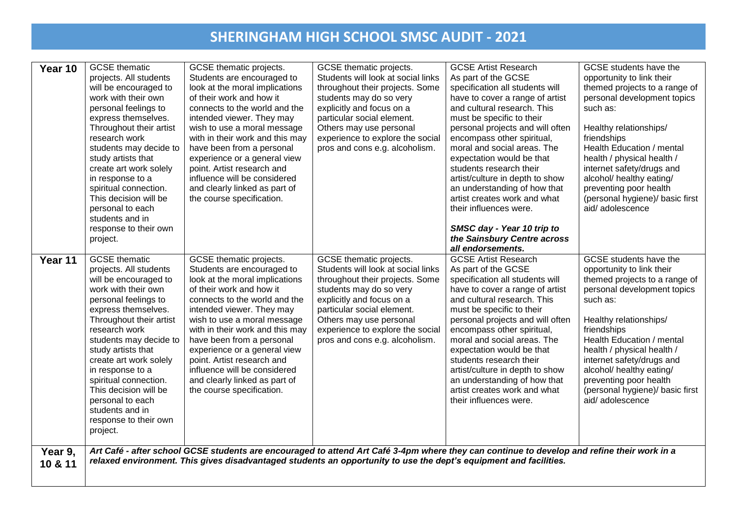# SHERINGHAM HIGH SCHOOL SMSC AUDIT - 2021

| | | | | | |
|---|---|---|---|---|---|
| **Year 10** | GCSE thematic projects. All students will be encouraged to work with their own personal feelings to express themselves. Throughout their artist research work students may decide to study artists that create art work solely in response to a spiritual connection. This decision will be personal to each students and in response to their own project. | GCSE thematic projects. Students are encouraged to look at the moral implications of their work and how it connects to the world and the intended viewer. They may wish to use a moral message with in their work and this may have been from a personal experience or a general view point. Artist research and influence will be considered and clearly linked as part of the course specification. | GCSE thematic projects. Students will look at social links throughout their projects. Some students may do so very explicitly and focus on a particular social element. Others may use personal experience to explore the social pros and cons e.g. alcoholism. | GCSE Artist Research As part of the GCSE specification all students will have to cover a range of artist and cultural research. This must be specific to their personal projects and will often encompass other spiritual, moral and social areas. The expectation would be that students research their artist/culture in depth to show an understanding of how that artist creates work and what their influences were. ***SMSC day - Year 10 trip to the Sainsbury Centre across all endorsements.*** | GCSE students have the opportunity to link their themed projects to a range of personal development topics such as: Healthy relationships/ friendships Health Education / mental health / physical health / internet safety/drugs and alcohol/ healthy eating/ preventing poor health (personal hygiene)/ basic first aid/ adolescence |
| **Year 11** | GCSE thematic projects. All students will be encouraged to work with their own personal feelings to express themselves. Throughout their artist research work students may decide to study artists that create art work solely in response to a spiritual connection. This decision will be personal to each students and in response to their own project. | GCSE thematic projects. Students are encouraged to look at the moral implications of their work and how it connects to the world and the intended viewer. They may wish to use a moral message with in their work and this may have been from a personal experience or a general view point. Artist research and influence will be considered and clearly linked as part of the course specification. | GCSE thematic projects. Students will look at social links throughout their projects. Some students may do so very explicitly and focus on a particular social element. Others may use personal experience to explore the social pros and cons e.g. alcoholism. | GCSE Artist Research As part of the GCSE specification all students will have to cover a range of artist and cultural research. This must be specific to their personal projects and will often encompass other spiritual, moral and social areas. The expectation would be that students research their artist/culture in depth to show an understanding of how that artist creates work and what their influences were. | GCSE students have the opportunity to link their themed projects to a range of personal development topics such as: Healthy relationships/ friendships Health Education / mental health / physical health / internet safety/drugs and alcohol/ healthy eating/ preventing poor health (personal hygiene)/ basic first aid/ adolescence |
| **Year 9, 10 & 11** | ***Art Café - after school GCSE students are encouraged to attend Art Café 3-4pm where they can continue to develop and refine their work in a relaxed environment. This gives disadvantaged students an opportunity to use the dept's equipment and facilities.*** | | | | |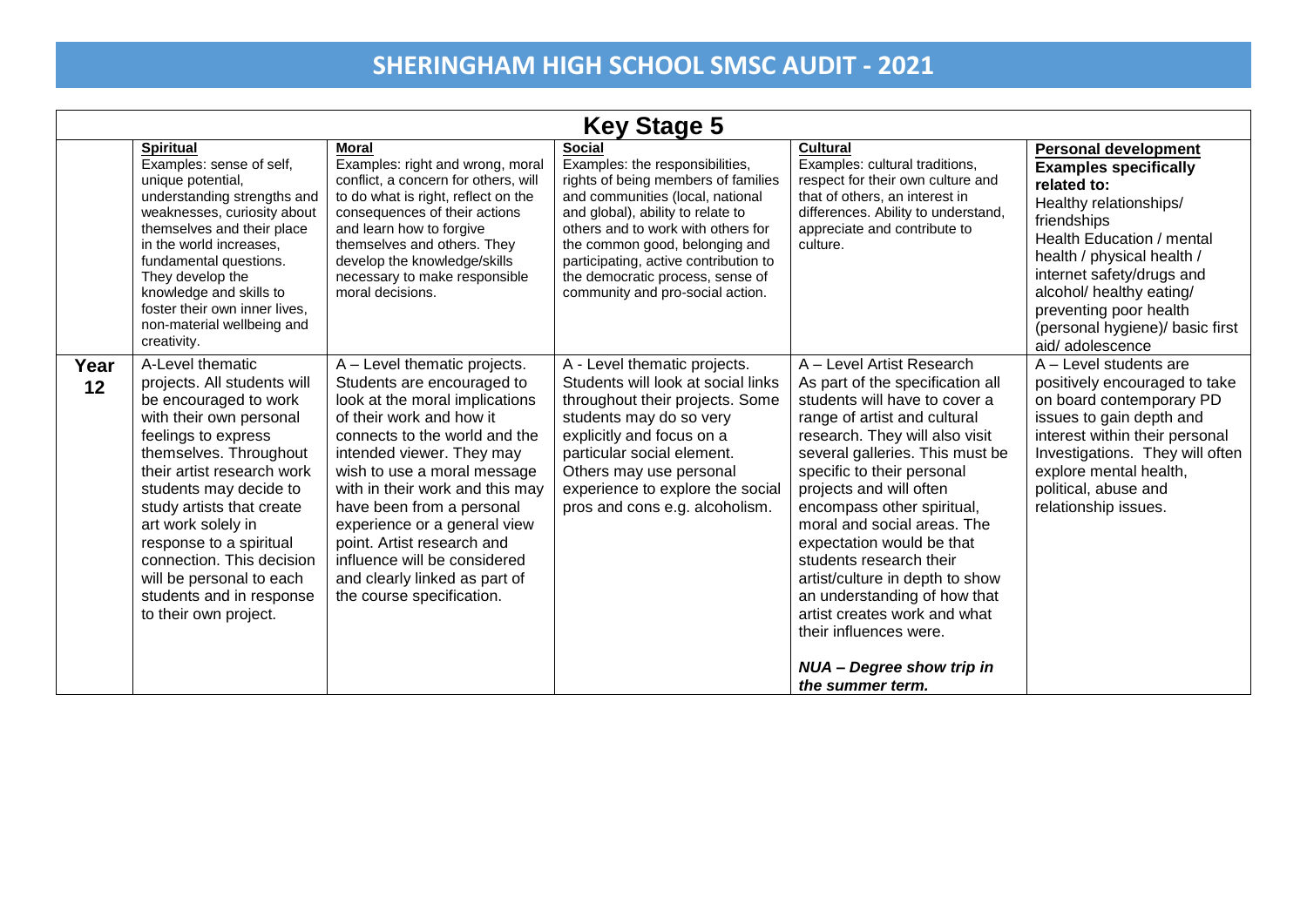# SHERINGHAM HIGH SCHOOL SMSC AUDIT - 2021

| Key Stage 5 | | | | | |
|---|---|---|---|---|---|
| | **Spiritual**<br>Examples: sense of self, unique potential, understanding strengths and weaknesses, curiosity about themselves and their place in the world increases, fundamental questions. They develop the knowledge and skills to foster their own inner lives, non-material wellbeing and creativity. | **Moral**<br>Examples: right and wrong, moral conflict, a concern for others, will to do what is right, reflect on the consequences of their actions and learn how to forgive themselves and others. They develop the knowledge/skills necessary to make responsible moral decisions. | **Social**<br>Examples: the responsibilities, rights of being members of families and communities (local, national and global), ability to relate to others and to work with others for the common good, belonging and participating, active contribution to the democratic process, sense of community and pro-social action. | **Cultural**<br>Examples: cultural traditions, respect for their own culture and that of others, an interest in differences. Ability to understand, appreciate and contribute to culture. | **Personal development**<br>**Examples specifically related to:**<br>Healthy relationships/ friendships<br>Health Education / mental health / physical health / internet safety/drugs and alcohol/ healthy eating/ preventing poor health (personal hygiene)/ basic first aid/ adolescence |
| **Year 12** | A-Level thematic projects. All students will be encouraged to work with their own personal feelings to express themselves. Throughout their artist research work students may decide to study artists that create art work solely in response to a spiritual connection. This decision will be personal to each students and in response to their own project. | A – Level thematic projects. Students are encouraged to look at the moral implications of their work and how it connects to the world and the intended viewer. They may wish to use a moral message with in their work and this may have been from a personal experience or a general view point. Artist research and influence will be considered and clearly linked as part of the course specification. | A - Level thematic projects. Students will look at social links throughout their projects. Some students may do so very explicitly and focus on a particular social element. Others may use personal experience to explore the social pros and cons e.g. alcoholism. | A – Level Artist Research<br>As part of the specification all students will have to cover a range of artist and cultural research. They will also visit several galleries. This must be specific to their personal projects and will often encompass other spiritual, moral and social areas. The expectation would be that students research their artist/culture in depth to show an understanding of how that artist creates work and what their influences were.<br><br>***NUA – Degree show trip in the summer term.*** | A – Level students are positively encouraged to take on board contemporary PD issues to gain depth and interest within their personal Investigations. They will often explore mental health, political, abuse and relationship issues. |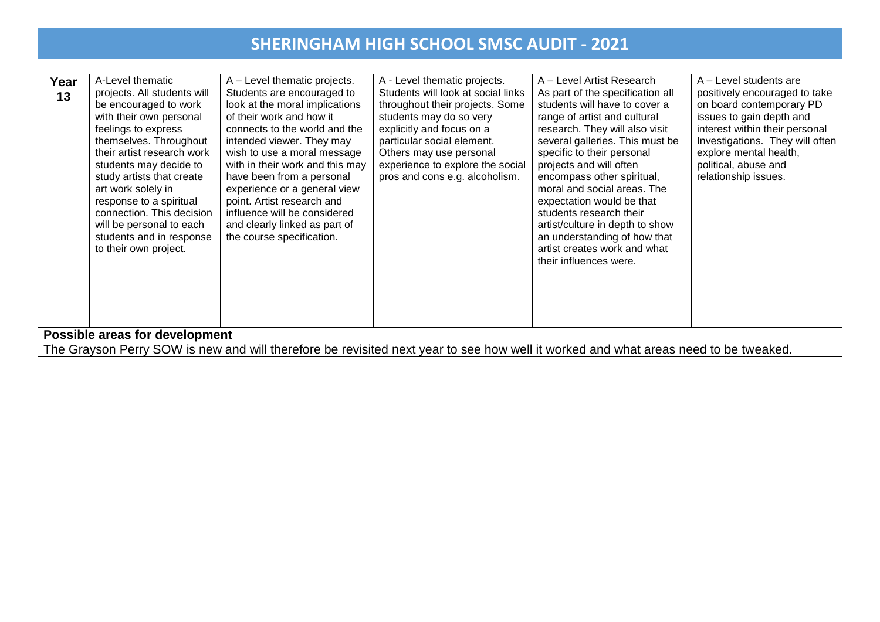# SHERINGHAM HIGH SCHOOL SMSC AUDIT - 2021

| | | | | | |
|---|---|---|---|---|---|
| **Year 13** | A-Level thematic projects. All students will be encouraged to work with their own personal feelings to express themselves. Throughout their artist research work students may decide to study artists that create art work solely in response to a spiritual connection. This decision will be personal to each students and in response to their own project. | A – Level thematic projects. Students are encouraged to look at the moral implications of their work and how it connects to the world and the intended viewer. They may wish to use a moral message with in their work and this may have been from a personal experience or a general view point. Artist research and influence will be considered and clearly linked as part of the course specification. | A - Level thematic projects. Students will look at social links throughout their projects. Some students may do so very explicitly and focus on a particular social element. Others may use personal experience to explore the social pros and cons e.g. alcoholism. | A – Level Artist Research As part of the specification all students will have to cover a range of artist and cultural research. They will also visit several galleries. This must be specific to their personal projects and will often encompass other spiritual, moral and social areas. The expectation would be that students research their artist/culture in depth to show an understanding of how that artist creates work and what their influences were. | A – Level students are positively encouraged to take on board contemporary PD issues to gain depth and interest within their personal Investigations. They will often explore mental health, political, abuse and relationship issues. |

**Possible areas for development**

The Grayson Perry SOW is new and will therefore be revisited next year to see how well it worked and what areas need to be tweaked.